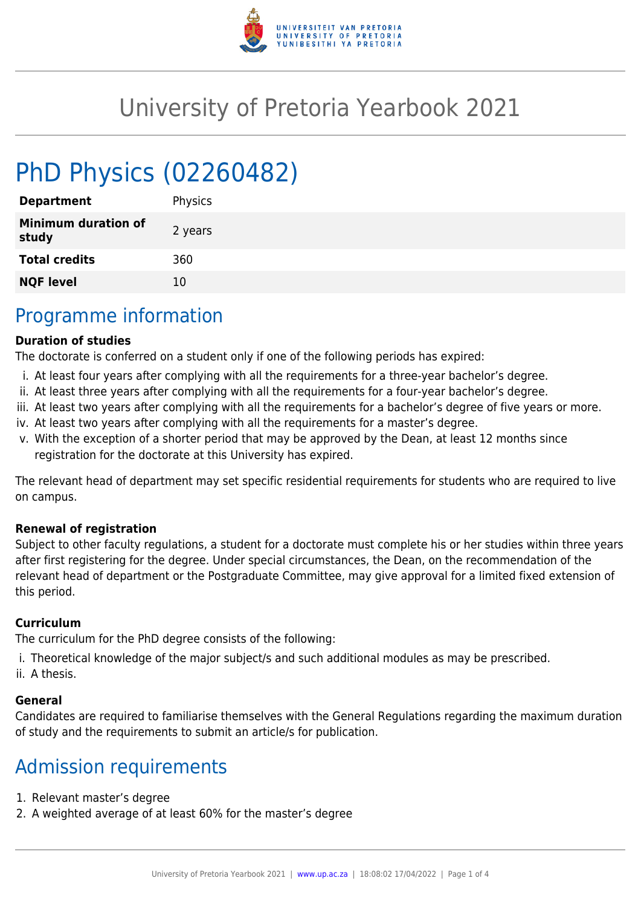# University of Pretoria Yearbook 2021

# PhD Physics (02260482)

| | |
|---|---|
| **Department** | Physics |
| **Minimum duration of study** | 2 years |
| **Total credits** | 360 |
| **NQF level** | 10 |

## Programme information

**Duration of studies**

The doctorate is conferred on a student only if one of the following periods has expired:

i. At least four years after complying with all the requirements for a three-year bachelor's degree.
ii. At least three years after complying with all the requirements for a four-year bachelor's degree.
iii. At least two years after complying with all the requirements for a bachelor's degree of five years or more.
iv. At least two years after complying with all the requirements for a master's degree.
v. With the exception of a shorter period that may be approved by the Dean, at least 12 months since registration for the doctorate at this University has expired.

The relevant head of department may set specific residential requirements for students who are required to live on campus.

**Renewal of registration**

Subject to other faculty regulations, a student for a doctorate must complete his or her studies within three years after first registering for the degree. Under special circumstances, the Dean, on the recommendation of the relevant head of department or the Postgraduate Committee, may give approval for a limited fixed extension of this period.

**Curriculum**

The curriculum for the PhD degree consists of the following:

i. Theoretical knowledge of the major subject/s and such additional modules as may be prescribed.
ii. A thesis.

**General**

Candidates are required to familiarise themselves with the General Regulations regarding the maximum duration of study and the requirements to submit an article/s for publication.

## Admission requirements

1. Relevant master's degree
2. A weighted average of at least 60% for the master's degree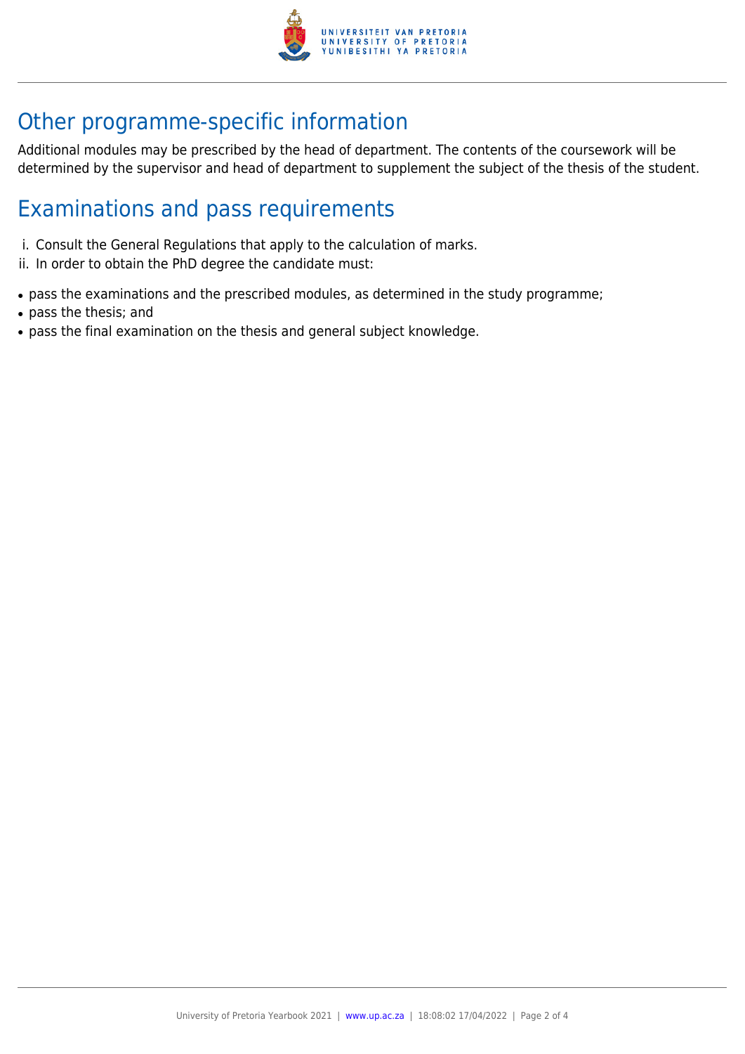## Other programme-specific information

Additional modules may be prescribed by the head of department. The contents of the coursework will be determined by the supervisor and head of department to supplement the subject of the thesis of the student.

## Examinations and pass requirements

i. Consult the General Regulations that apply to the calculation of marks.
ii. In order to obtain the PhD degree the candidate must:

- pass the examinations and the prescribed modules, as determined in the study programme;
- pass the thesis; and
- pass the final examination on the thesis and general subject knowledge.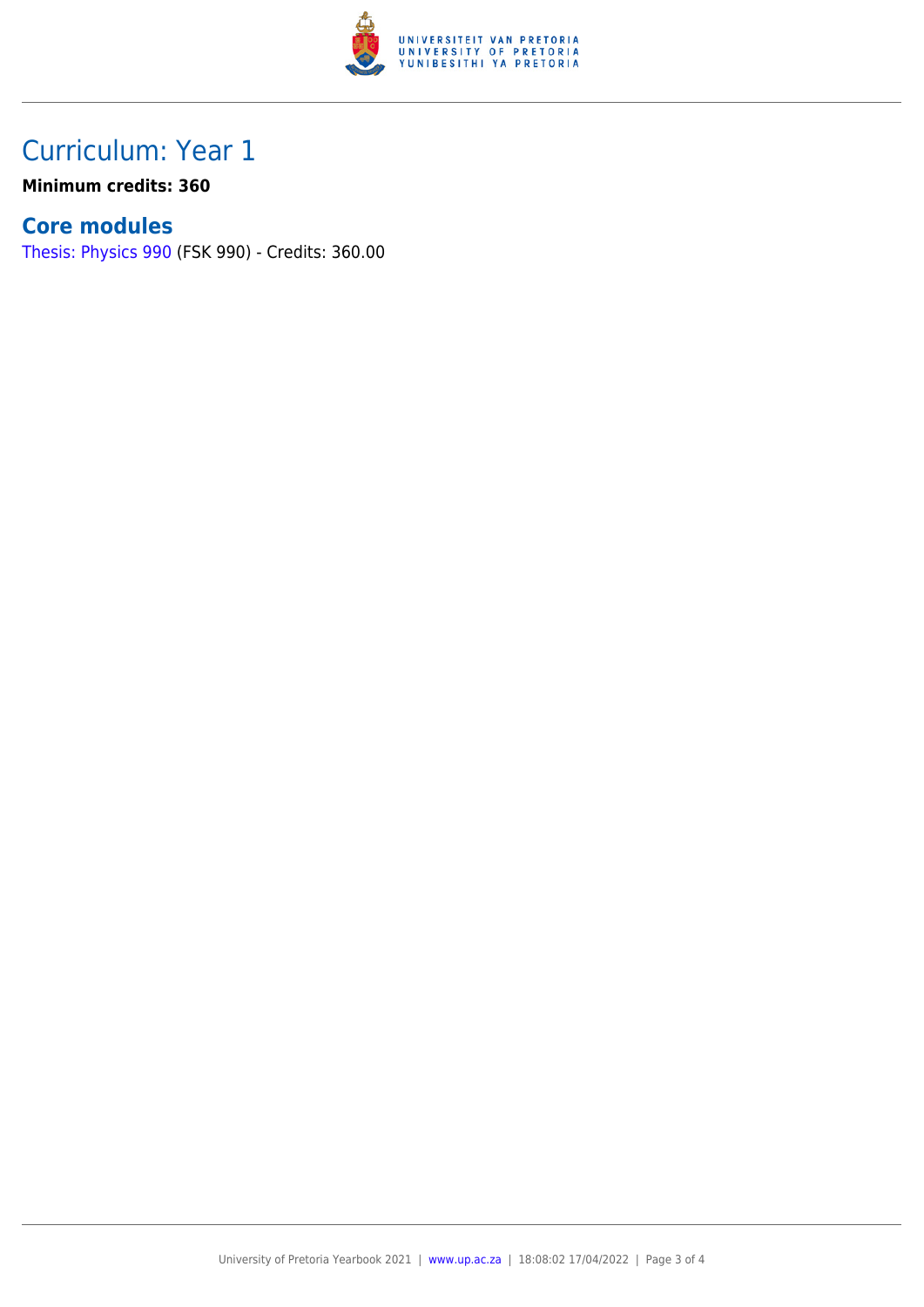## Curriculum: Year 1

**Minimum credits: 360**

### Core modules

Thesis: Physics 990 (FSK 990) - Credits: 360.00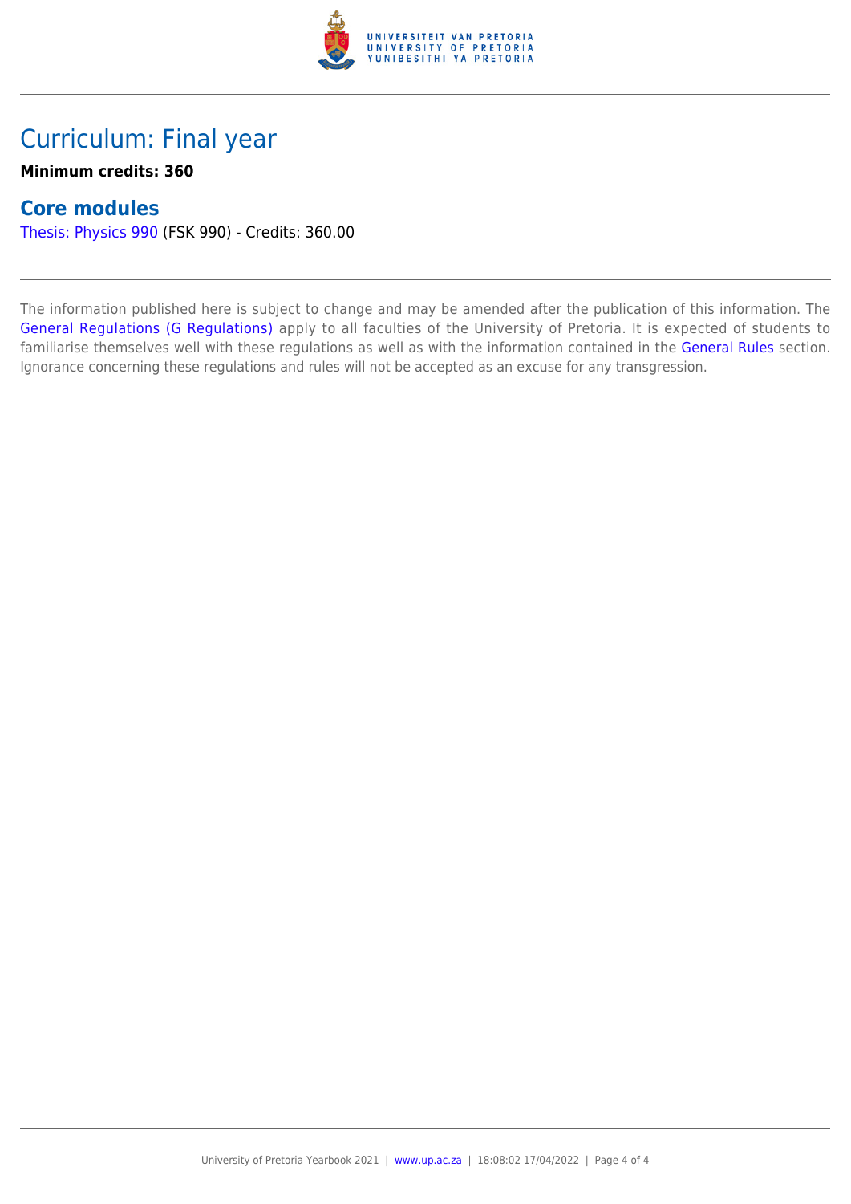## Curriculum: Final year

**Minimum credits: 360**

### Core modules

Thesis: Physics 990 (FSK 990) - Credits: 360.00

The information published here is subject to change and may be amended after the publication of this information. The General Regulations (G Regulations) apply to all faculties of the University of Pretoria. It is expected of students to familiarise themselves well with these regulations as well as with the information contained in the General Rules section. Ignorance concerning these regulations and rules will not be accepted as an excuse for any transgression.